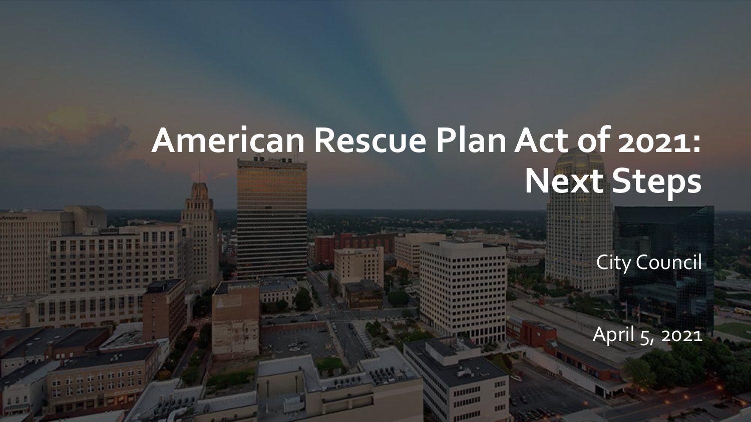# American Rescue Plan Act of 2021: Next Steps

City Council

April 5, 2021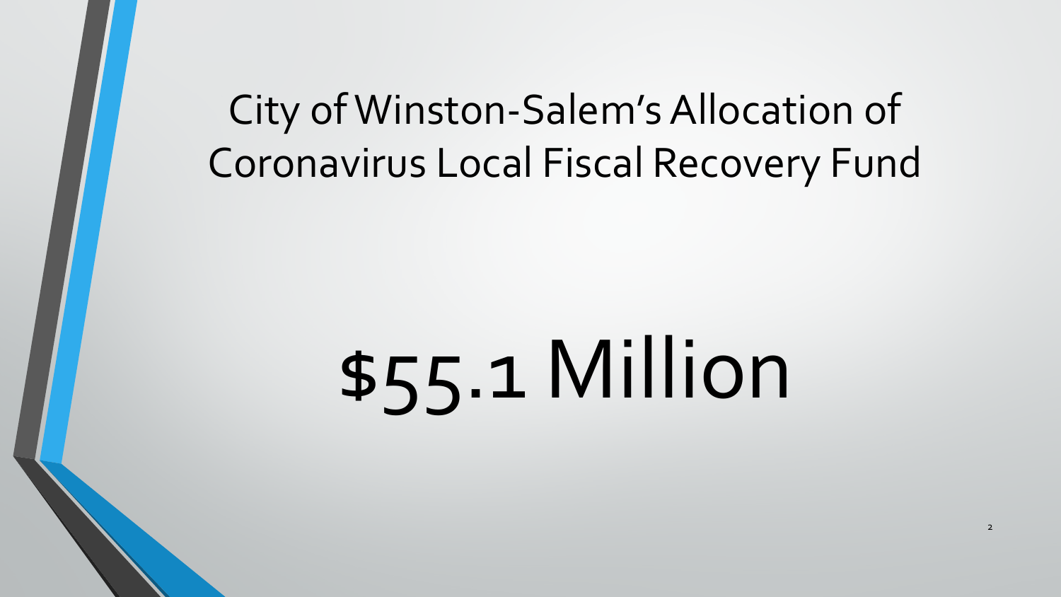# City of Winston-Salem's Allocation of Coronavirus Local Fiscal Recovery Fund

# $55.1 Million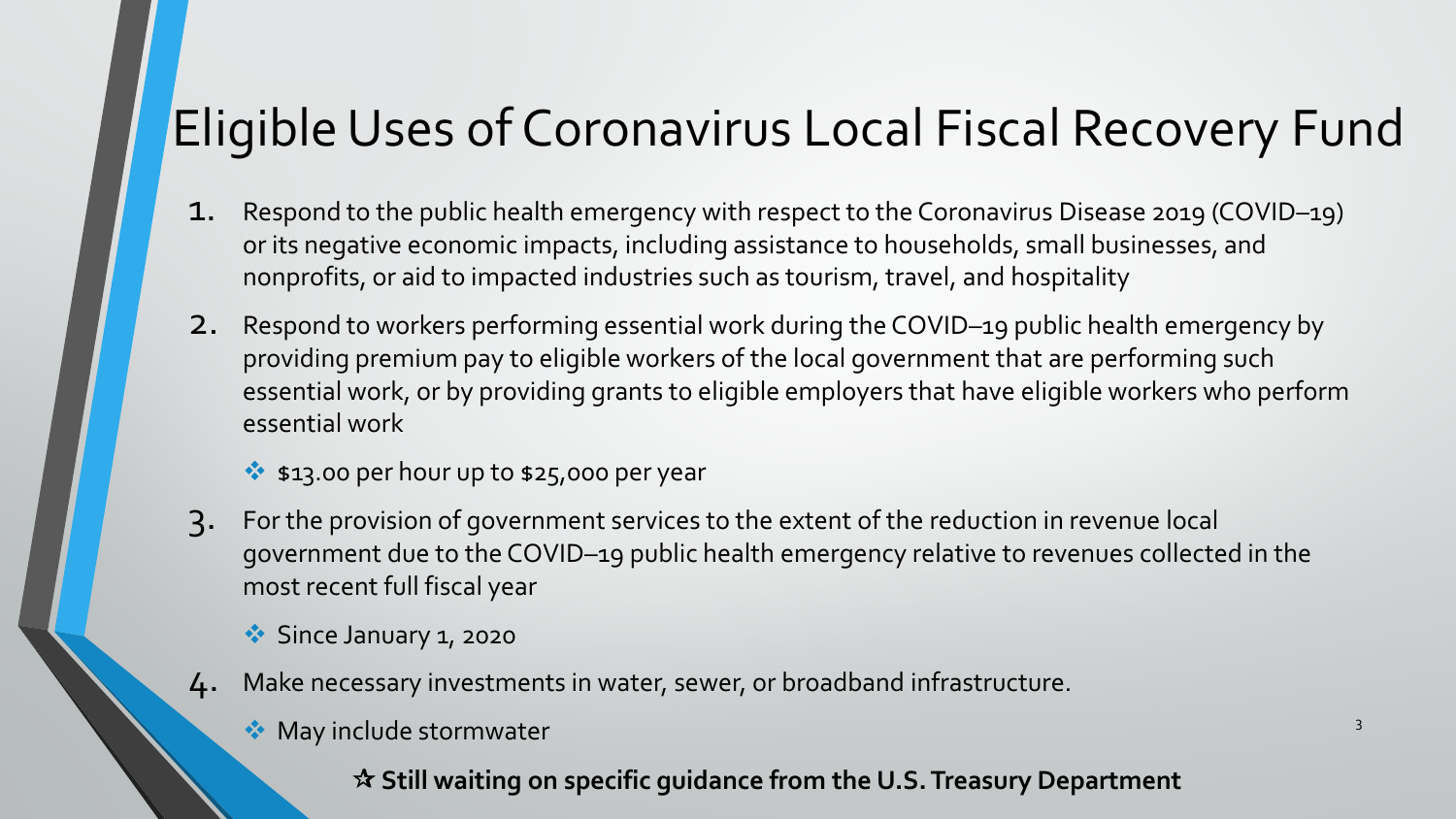# Eligible Uses of Coronavirus Local Fiscal Recovery Fund

1. Respond to the public health emergency with respect to the Coronavirus Disease 2019 (COVID–19) or its negative economic impacts, including assistance to households, small businesses, and nonprofits, or aid to impacted industries such as tourism, travel, and hospitality
2. Respond to workers performing essential work during the COVID–19 public health emergency by providing premium pay to eligible workers of the local government that are performing such essential work, or by providing grants to eligible employers that have eligible workers who perform essential work
   - $13.00 per hour up to $25,000 per year
3. For the provision of government services to the extent of the reduction in revenue local government due to the COVID–19 public health emergency relative to revenues collected in the most recent full fiscal year
   - Since January 1, 2020
4. Make necessary investments in water, sewer, or broadband infrastructure.
   - May include stormwater

☆ **Still waiting on specific guidance from the U.S. Treasury Department**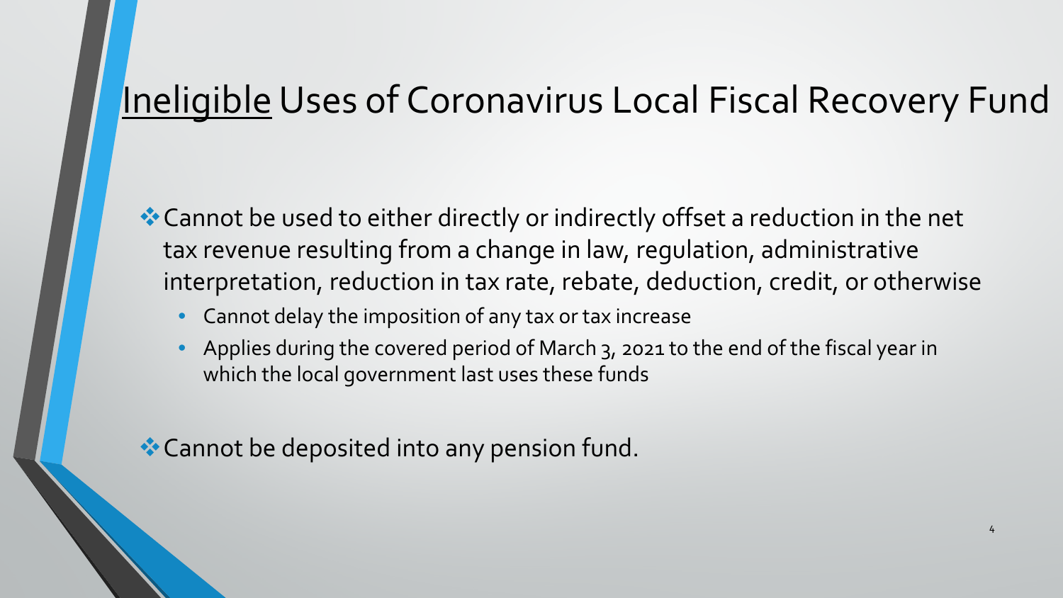# <u>Ineligible</u> Uses of Coronavirus Local Fiscal Recovery Fund

- Cannot be used to either directly or indirectly offset a reduction in the net tax revenue resulting from a change in law, regulation, administrative interpretation, reduction in tax rate, rebate, deduction, credit, or otherwise
  - Cannot delay the imposition of any tax or tax increase
  - Applies during the covered period of March 3, 2021 to the end of the fiscal year in which the local government last uses these funds

- Cannot be deposited into any pension fund.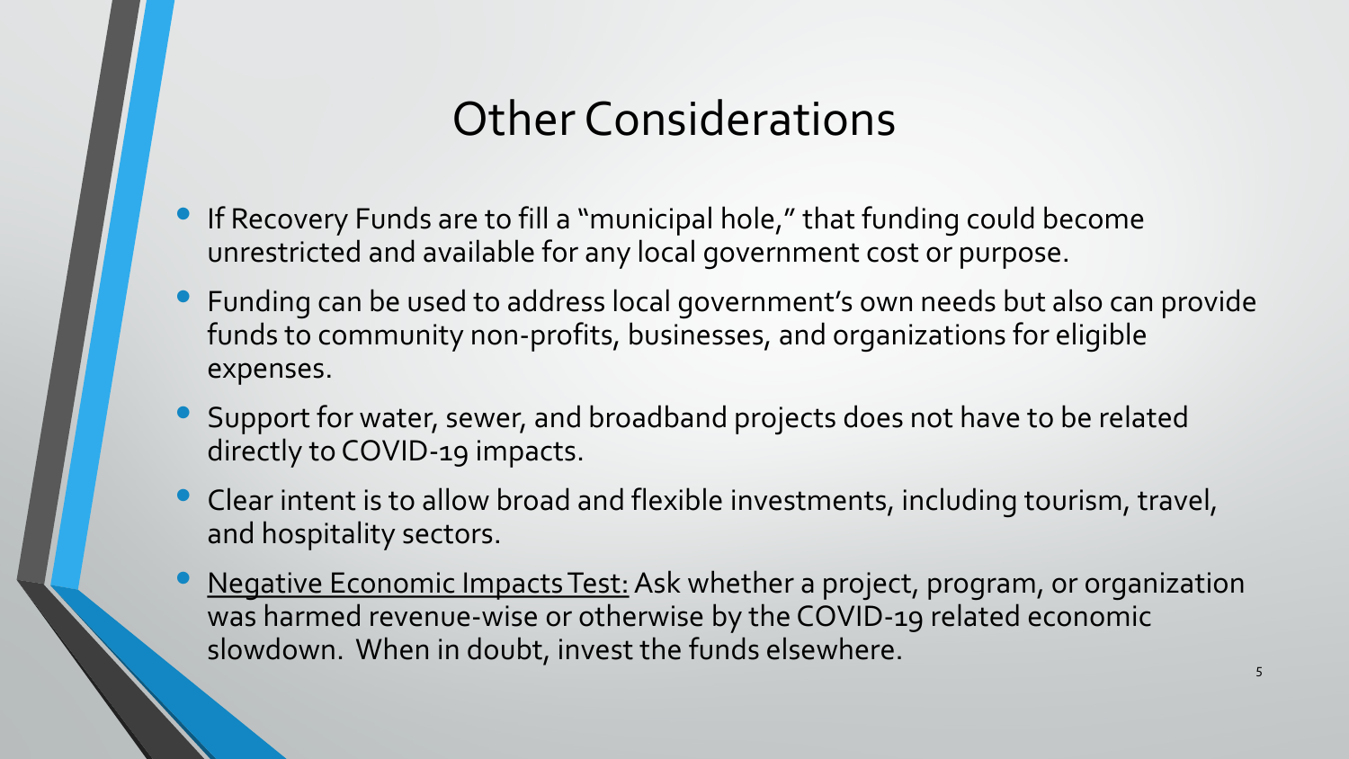# Other Considerations

- If Recovery Funds are to fill a "municipal hole," that funding could become unrestricted and available for any local government cost or purpose.
- Funding can be used to address local government's own needs but also can provide funds to community non-profits, businesses, and organizations for eligible expenses.
- Support for water, sewer, and broadband projects does not have to be related directly to COVID-19 impacts.
- Clear intent is to allow broad and flexible investments, including tourism, travel, and hospitality sectors.
- <u>Negative Economic Impacts Test:</u> Ask whether a project, program, or organization was harmed revenue-wise or otherwise by the COVID-19 related economic slowdown. When in doubt, invest the funds elsewhere.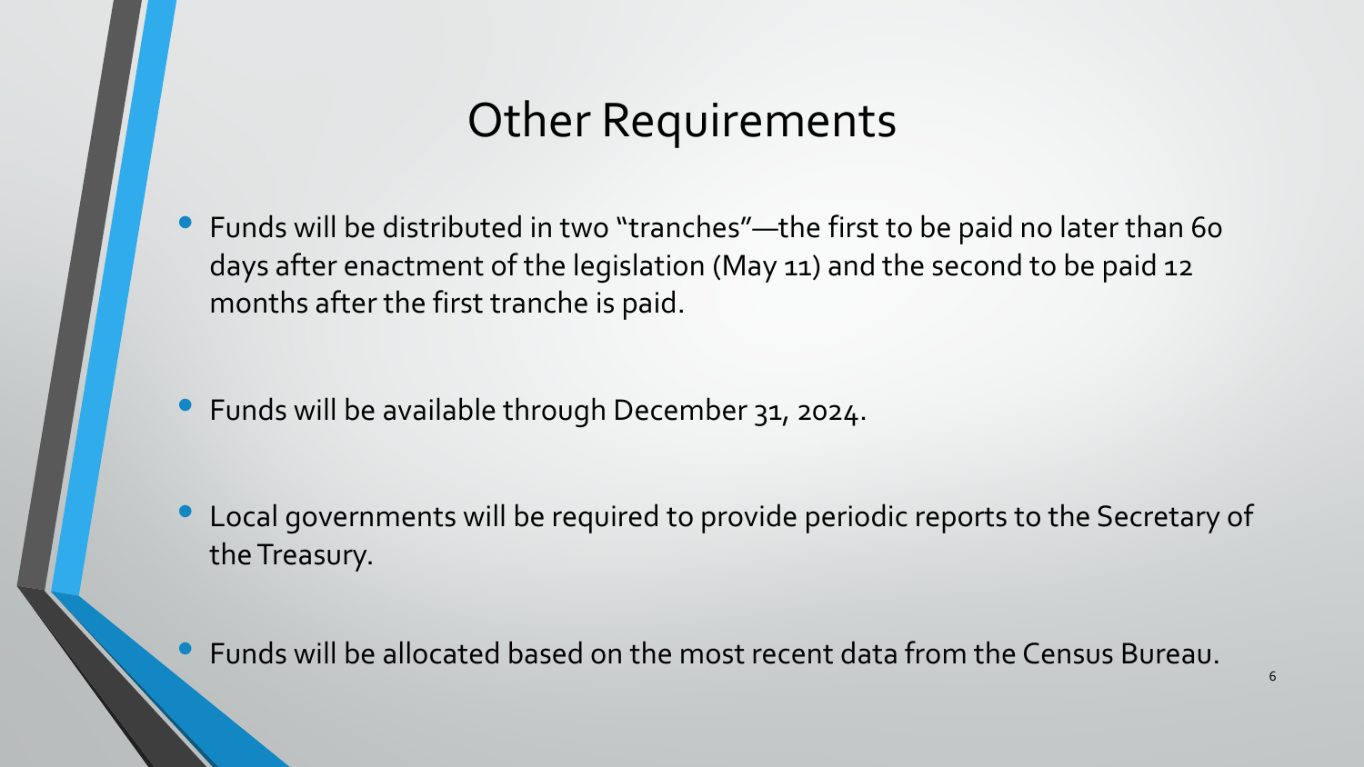# Other Requirements

- Funds will be distributed in two "tranches"—the first to be paid no later than 60 days after enactment of the legislation (May 11) and the second to be paid 12 months after the first tranche is paid.

- Funds will be available through December 31, 2024.

- Local governments will be required to provide periodic reports to the Secretary of the Treasury.

- Funds will be allocated based on the most recent data from the Census Bureau.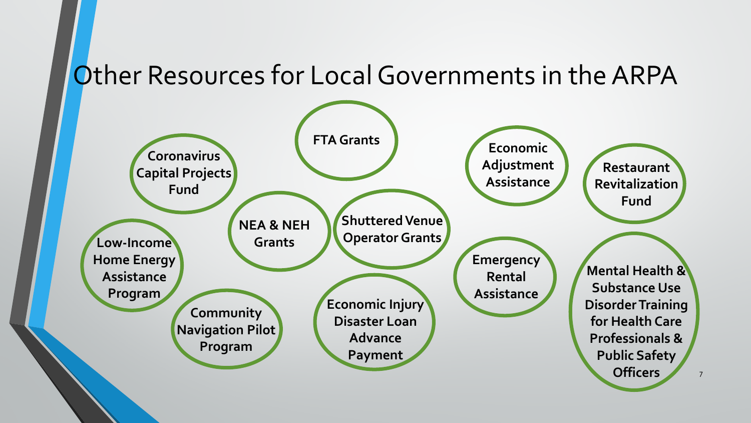# Other Resources for Local Governments in the ARPA

- **Coronavirus Capital Projects Fund**
- **FTA Grants**
- **Economic Adjustment Assistance**
- **Restaurant Revitalization Fund**
- **NEA & NEH Grants**
- **Shuttered Venue Operator Grants**
- **Low-Income Home Energy Assistance Program**
- **Emergency Rental Assistance**
- **Community Navigation Pilot Program**
- **Economic Injury Disaster Loan Advance Payment**
- **Mental Health & Substance Use Disorder Training for Health Care Professionals & Public Safety Officers**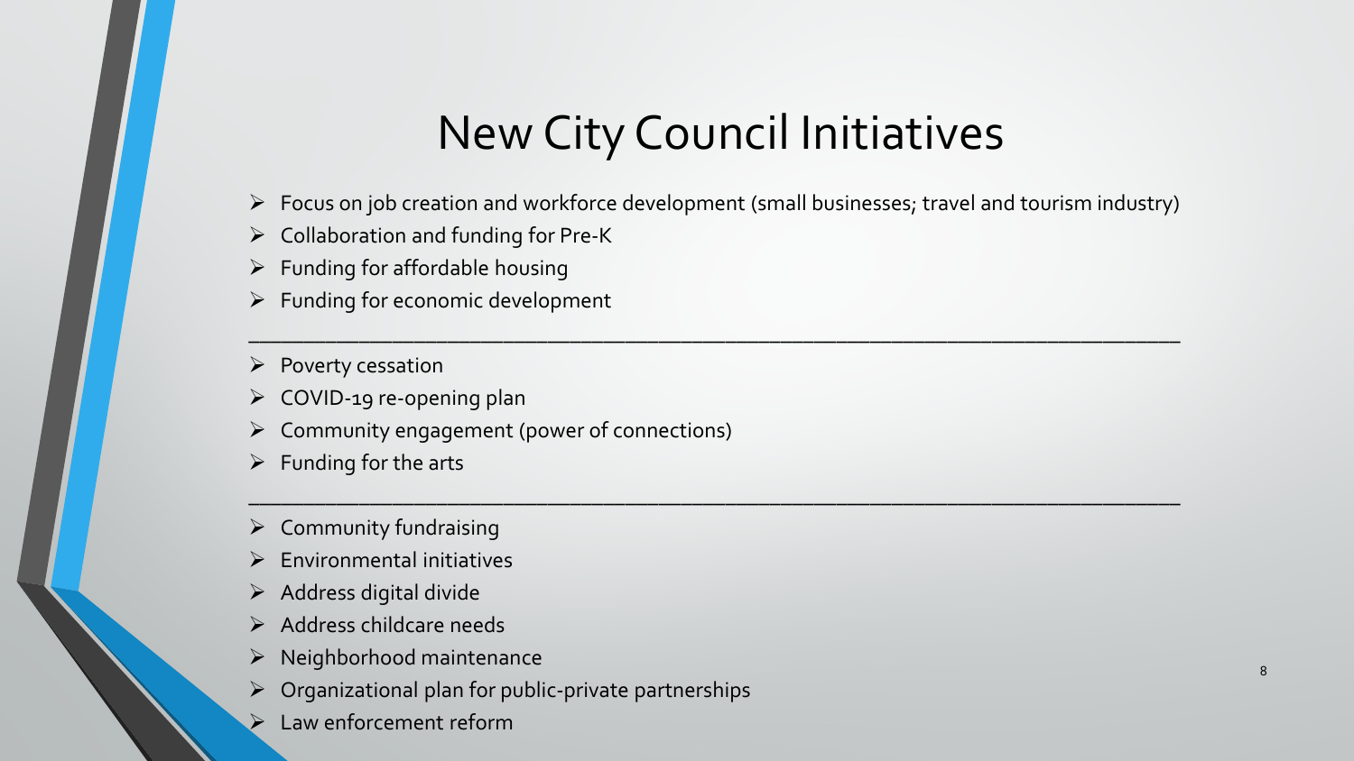# New City Council Initiatives

- Focus on job creation and workforce development (small businesses; travel and tourism industry)
- Collaboration and funding for Pre-K
- Funding for affordable housing
- Funding for economic development

---

- Poverty cessation
- COVID-19 re-opening plan
- Community engagement (power of connections)
- Funding for the arts

---

- Community fundraising
- Environmental initiatives
- Address digital divide
- Address childcare needs
- Neighborhood maintenance
- Organizational plan for public-private partnerships
- Law enforcement reform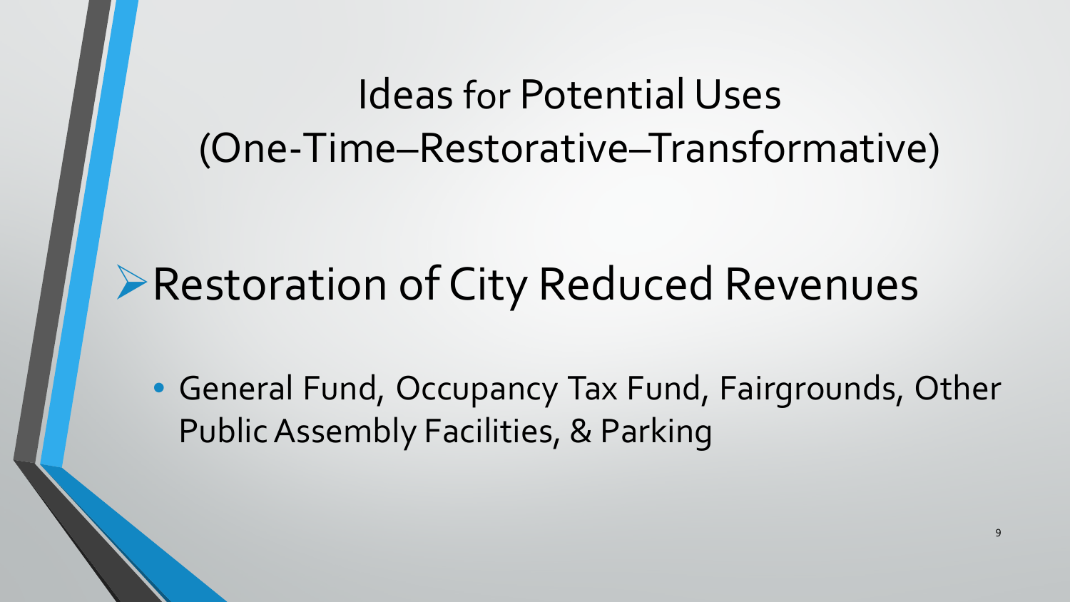# Ideas for Potential Uses (One-Time–Restorative–Transformative)

## ➢ Restoration of City Reduced Revenues

- General Fund, Occupancy Tax Fund, Fairgrounds, Other Public Assembly Facilities, & Parking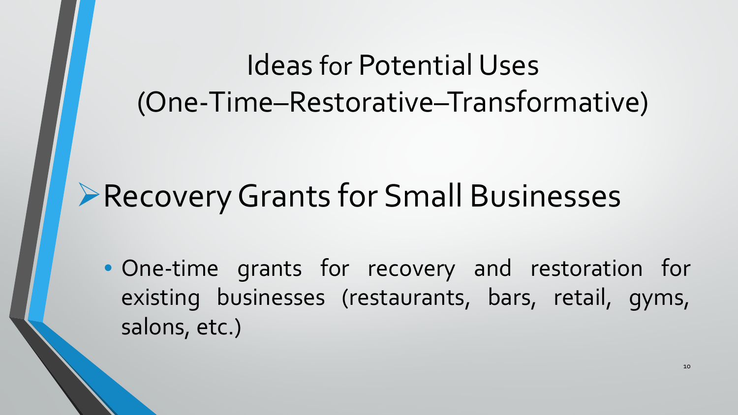# Ideas for Potential Uses (One-Time–Restorative–Transformative)

## Recovery Grants for Small Businesses

- One-time grants for recovery and restoration for existing businesses (restaurants, bars, retail, gyms, salons, etc.)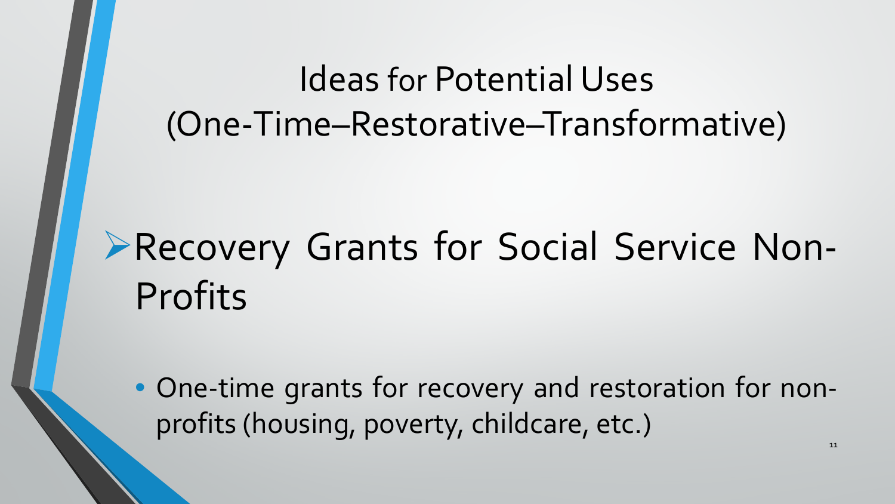# Ideas for Potential Uses (One-Time–Restorative–Transformative)

## Recovery Grants for Social Service Non-Profits

- One-time grants for recovery and restoration for non-profits (housing, poverty, childcare, etc.)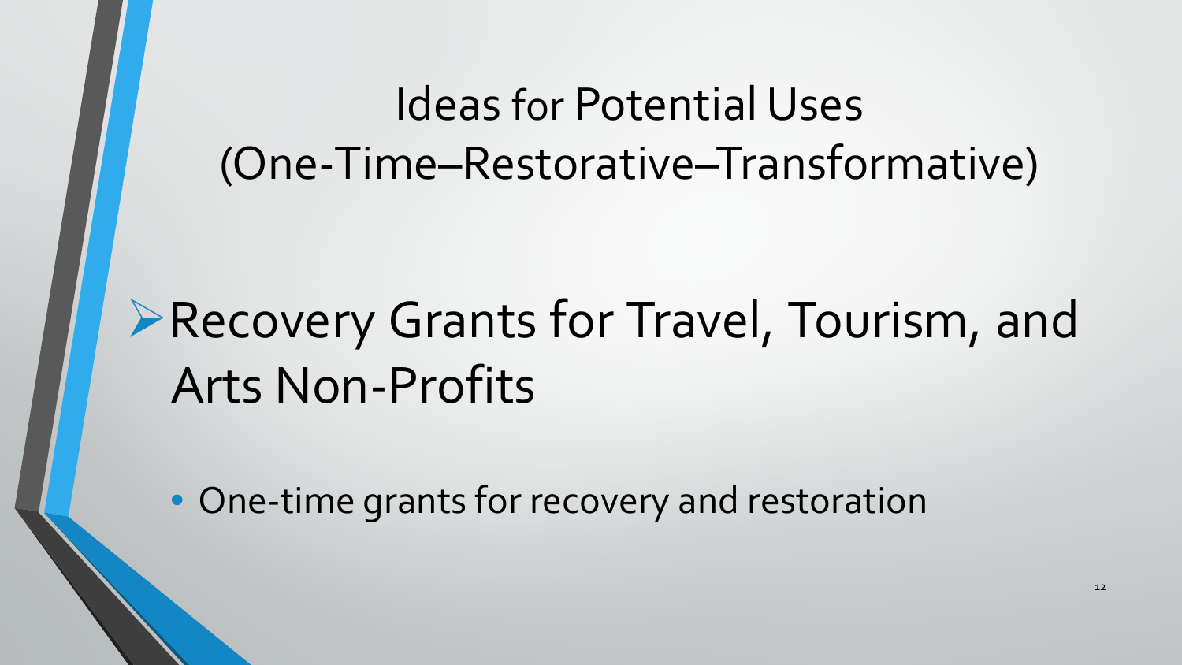# Ideas for Potential Uses (One-Time–Restorative–Transformative)

- Recovery Grants for Travel, Tourism, and Arts Non-Profits
  - One-time grants for recovery and restoration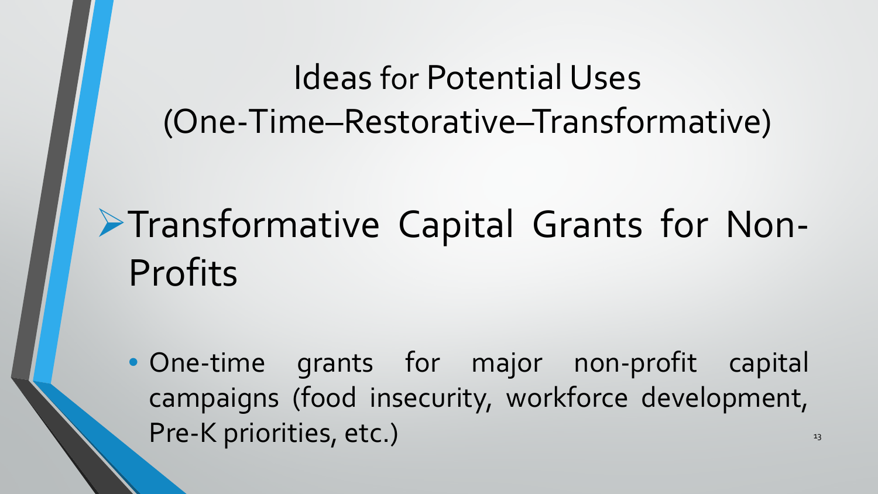# Ideas for Potential Uses (One-Time–Restorative–Transformative)

## Transformative Capital Grants for Non-Profits

- One-time grants for major non-profit capital campaigns (food insecurity, workforce development, Pre-K priorities, etc.)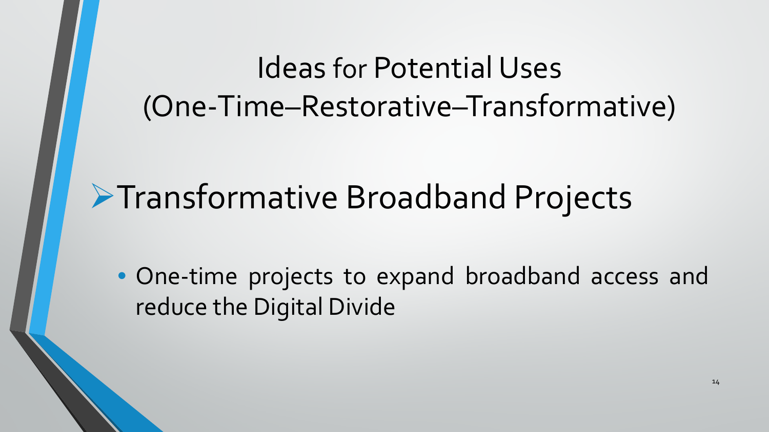# Ideas for Potential Uses (One-Time–Restorative–Transformative)

## Transformative Broadband Projects

- One-time projects to expand broadband access and reduce the Digital Divide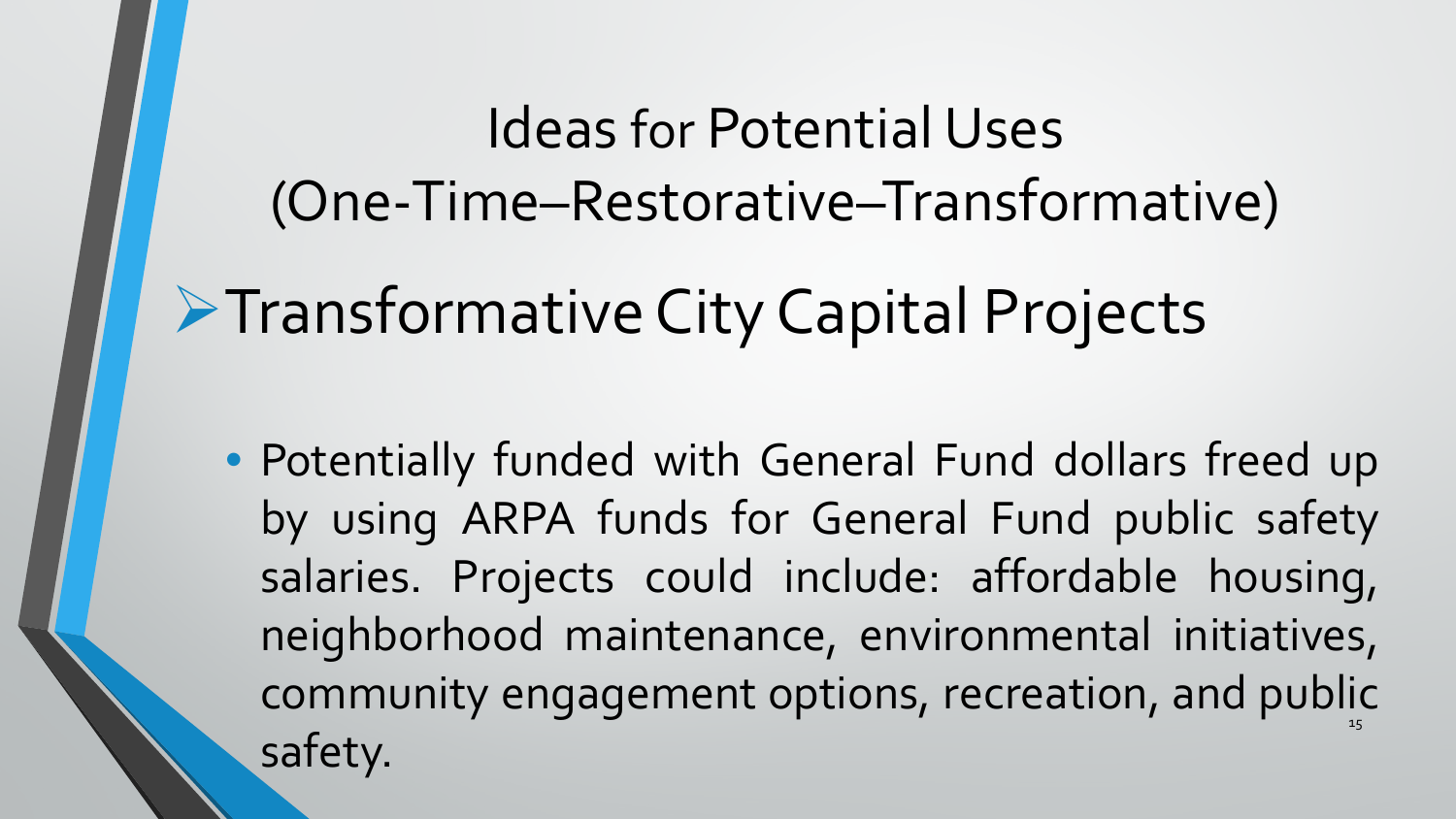# Ideas for Potential Uses (One-Time–Restorative–Transformative)

## ➢ Transformative City Capital Projects

- Potentially funded with General Fund dollars freed up by using ARPA funds for General Fund public safety salaries. Projects could include: affordable housing, neighborhood maintenance, environmental initiatives, community engagement options, recreation, and public safety.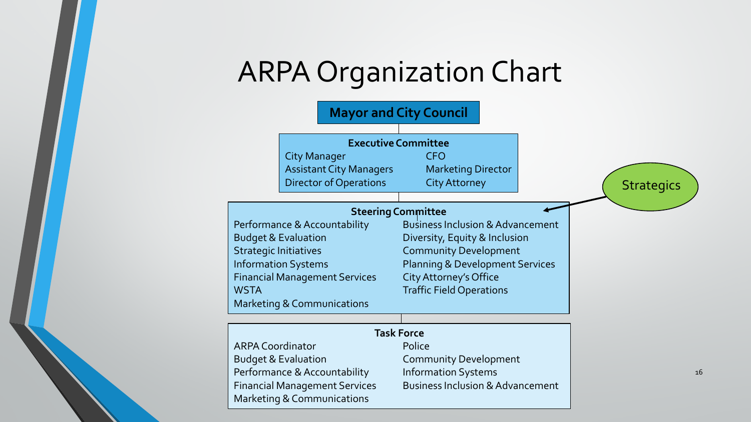# ARPA Organization Chart

**Mayor and City Council**

**Executive Committee**

City Manager
Assistant City Managers
Director of Operations
CFO
Marketing Director
City Attorney

**Steering Committee**

Performance & Accountability
Budget & Evaluation
Strategic Initiatives
Information Systems
Financial Management Services
WSTA
Marketing & Communications
Business Inclusion & Advancement
Diversity, Equity & Inclusion
Community Development
Planning & Development Services
City Attorney's Office
Traffic Field Operations

Strategics

**Task Force**

ARPA Coordinator
Budget & Evaluation
Performance & Accountability
Financial Management Services
Marketing & Communications
Police
Community Development
Information Systems
Business Inclusion & Advancement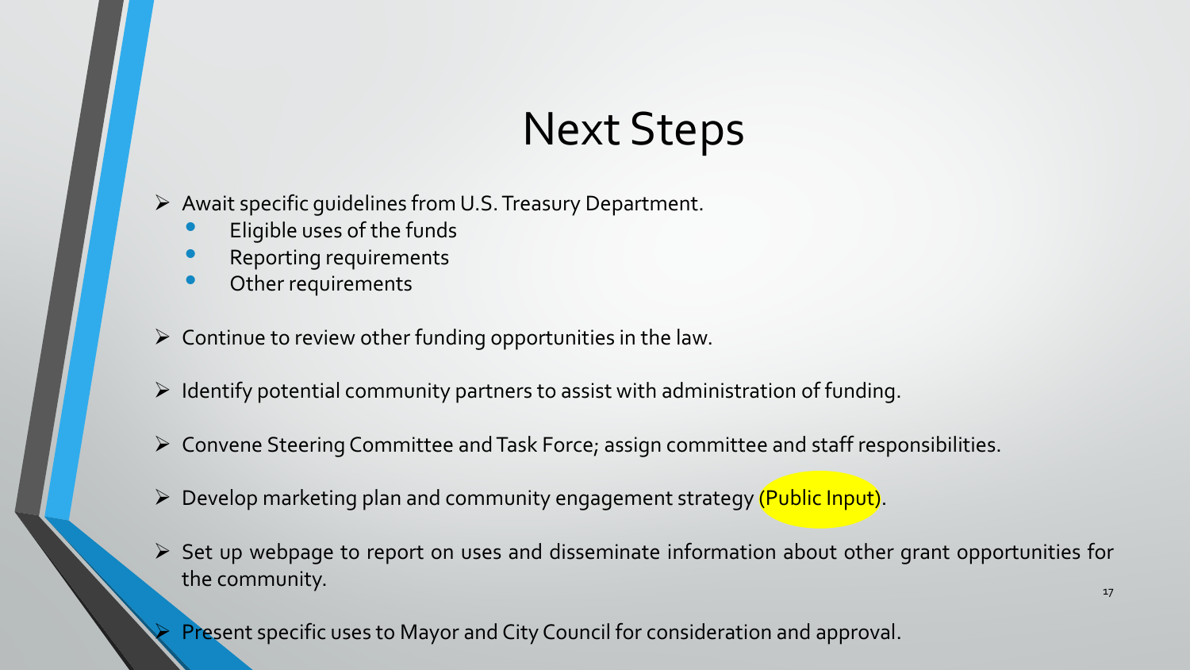# Next Steps

- Await specific guidelines from U.S. Treasury Department.
  - Eligible uses of the funds
  - Reporting requirements
  - Other requirements
- Continue to review other funding opportunities in the law.
- Identify potential community partners to assist with administration of funding.
- Convene Steering Committee and Task Force; assign committee and staff responsibilities.
- Develop marketing plan and community engagement strategy (Public Input).
- Set up webpage to report on uses and disseminate information about other grant opportunities for the community.
- Present specific uses to Mayor and City Council for consideration and approval.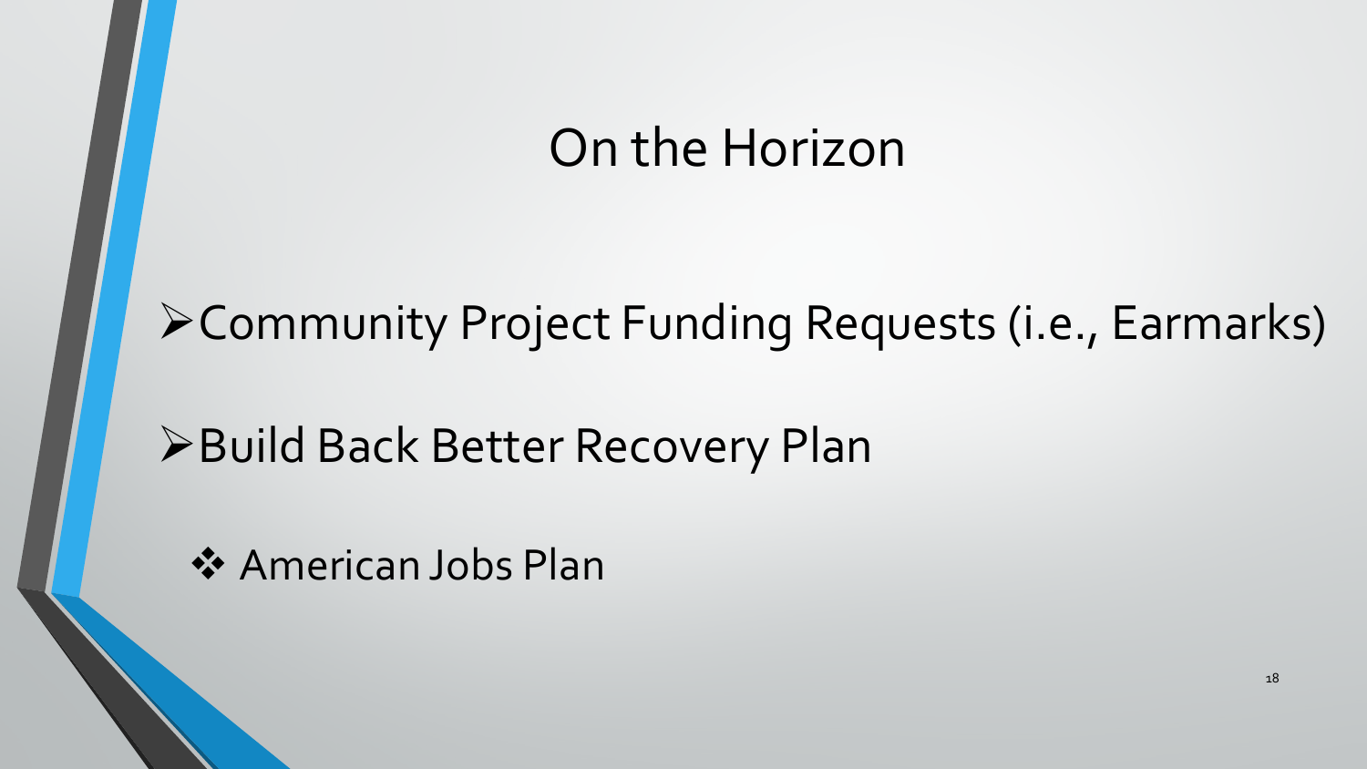# On the Horizon

- Community Project Funding Requests (i.e., Earmarks)
- Build Back Better Recovery Plan
  - American Jobs Plan